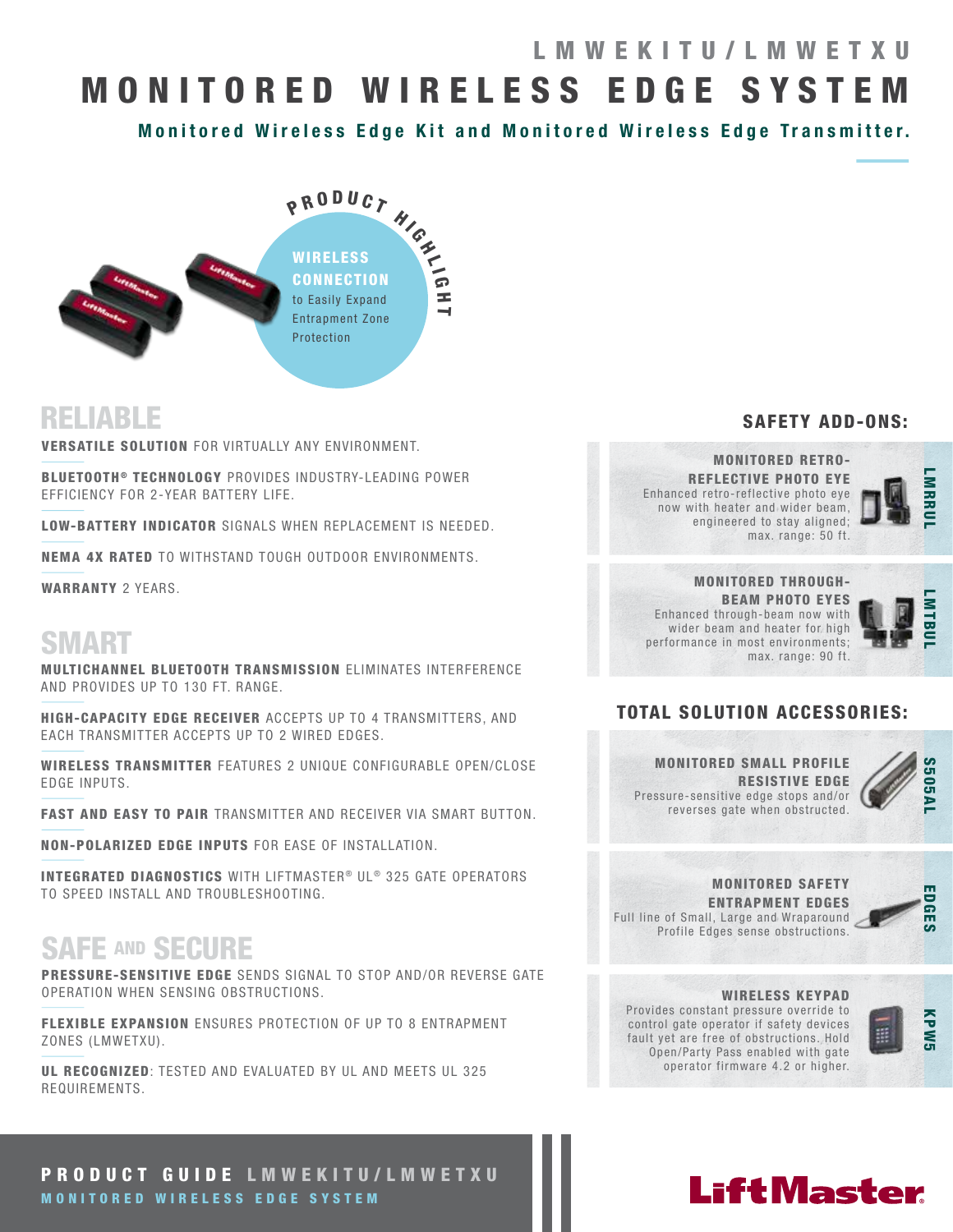LMWEKITU/LMWETXU

# MONITORED WIRELESS EDGE SYSTEM

**Monitored Wireless Edge Kit and Monitored Wireless Edge Transmitter.**

PRODUCT HIGHLIGHT

**WIRELESS CONNECTION** to Easily Expand Entrapment Zone Protection

## RELIABLE

**VERSATILE SOLUTION** FOR VIRTUALLY ANY ENVIRONMENT.

**BLUETOOTH® TECHNOLOGY** PROVIDES INDUSTRY-LEADING POWER EFFICIENCY FOR 2-YEAR BATTERY LIFE.

**LOW-BATTERY INDICATOR** SIGNALS WHEN REPLACEMENT IS NEEDED.

**NEMA 4X RATED** TO WITHSTAND TOUGH OUTDOOR ENVIRONMENTS.

**WARRANTY** 2 YEARS.

## SMART

**MULTICHANNEL BLUETOOTH TRANSMISSION** ELIMINATES INTERFERENCE AND PROVIDES UP TO 130 FT. RANGE.

**HIGH-CAPACITY EDGE RECEIVER** ACCEPTS UP TO 4 TRANSMITTERS, AND EACH TRANSMITTER ACCEPTS UP TO 2 WIRED EDGES.

**WIRELESS TRANSMITTER** FEATURES 2 UNIQUE CONFIGURABLE OPEN/CLOSE EDGE INPUTS.

**FAST AND EASY TO PAIR** TRANSMITTER AND RECEIVER VIA SMART BUTTON.

**NON-POLARIZED EDGE INPUTS** FOR EASE OF INSTALLATION.

**INTEGRATED DIAGNOSTICS** WITH LIFTMASTER® UL® 325 GATE OPERATORS TO SPEED INSTALL AND TROUBLESHOOTING.

## SAFE AND SECURE

**PRESSURE-SENSITIVE EDGE** SENDS SIGNAL TO STOP AND/OR REVERSE GATE OPERATION WHEN SENSING OBSTRUCTIONS.

**FLEXIBLE EXPANSION** ENSURES PROTECTION OF UP TO 8 ENTRAPMENT ZONES (LMWETXU).

**UL RECOGNIZED**: TESTED AND EVALUATED BY UL AND MEETS UL 325 REQUIREMENTS.

## SAFETY ADD-ONS:

### MONITORED RETRO-REFLECTIVE PHOTO EYE — LMRRUL

Enhanced retro-reflective photo eye now with heater and wider beam, engineered to stay aligned; max. range: 50 ft.

### MONITORED THROUGH-BEAM PHOTO EYES — LMTBUL

Enhanced through-beam now with wider beam and heater for high performance in most environments; max. range: 90 ft.

## TOTAL SOLUTION ACCESSORIES:

### MONITORED SMALL PROFILE RESISTIVE EDGE — S505AL

Pressure-sensitive edge stops and/or reverses gate when obstructed.

### MONITORED SAFETY ENTRAPMENT EDGES — EDGES

Full line of Small, Large and Wraparound Profile Edges sense obstructions.

### WIRELESS KEYPAD — KPW5

Provides constant pressure override to control gate operator if safety devices fault yet are free of obstructions. Hold Open/Party Pass enabled with gate operator firmware 4.2 or higher.

**PRODUCT GUIDE** LMWEKITU/LMWETXU
MONITORED WIRELESS EDGE SYSTEM

LiftMaster®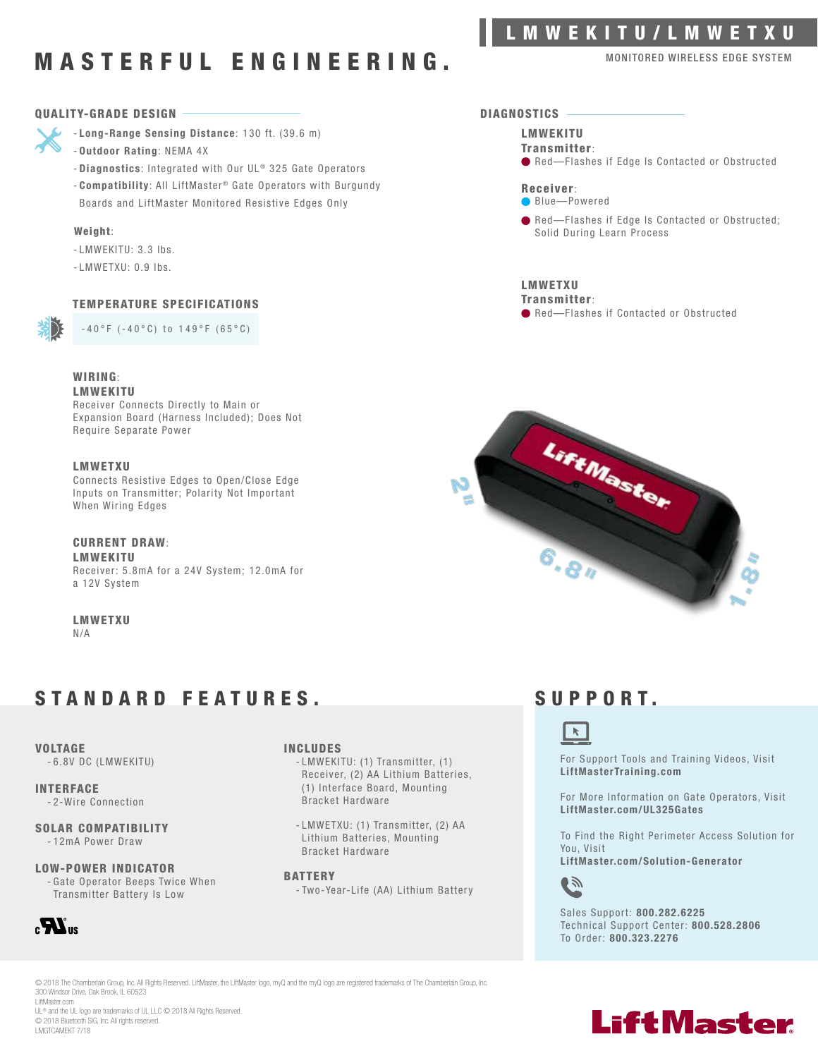# MASTERFUL ENGINEERING.

## LMWEKITU/LMWETXU

MONITORED WIRELESS EDGE SYSTEM

### QUALITY-GRADE DESIGN

- **Long-Range Sensing Distance**: 130 ft. (39.6 m)
- **Outdoor Rating**: NEMA 4X
- **Diagnostics**: Integrated with Our UL® 325 Gate Operators
- **Compatibility**: All LiftMaster® Gate Operators with Burgundy Boards and LiftMaster Monitored Resistive Edges Only

**Weight**:

- LMWEKITU: 3.3 lbs.
- LMWETXU: 0.9 lbs.

### TEMPERATURE SPECIFICATIONS

-40°F (-40°C) to 149°F (65°C)

**WIRING**:

**LMWEKITU**

Receiver Connects Directly to Main or Expansion Board (Harness Included); Does Not Require Separate Power

**LMWETXU**

Connects Resistive Edges to Open/Close Edge Inputs on Transmitter; Polarity Not Important When Wiring Edges

**CURRENT DRAW**:

**LMWEKITU**

Receiver: 5.8mA for a 24V System; 12.0mA for a 12V System

**LMWETXU**

N/A

### DIAGNOSTICS

**LMWEKITU**

**Transmitter**:

- Red—Flashes if Edge Is Contacted or Obstructed

**Receiver**:

- Blue—Powered
- Red—Flashes if Edge Is Contacted or Obstructed; Solid During Learn Process

**LMWETXU**

**Transmitter**:

- Red—Flashes if Contacted or Obstructed

2"

6.8"

1.8"

# STANDARD FEATURES.

**VOLTAGE**

- 6.8V DC (LMWEKITU)

**INTERFACE**

- 2-Wire Connection

**SOLAR COMPATIBILITY**

- 12mA Power Draw

**LOW-POWER INDICATOR**

- Gate Operator Beeps Twice When Transmitter Battery Is Low

**INCLUDES**

- LMWEKITU: (1) Transmitter, (1) Receiver, (2) AA Lithium Batteries, (1) Interface Board, Mounting Bracket Hardware
- LMWETXU: (1) Transmitter, (2) AA Lithium Batteries, Mounting Bracket Hardware

**BATTERY**

- Two-Year-Life (AA) Lithium Battery

# SUPPORT.

For Support Tools and Training Videos, Visit **LiftMasterTraining.com**

For More Information on Gate Operators, Visit **LiftMaster.com/UL325Gates**

To Find the Right Perimeter Access Solution for You, Visit **LiftMaster.com/Solution-Generator**

Sales Support: **800.282.6225**
Technical Support Center: **800.528.2806**
To Order: **800.323.2276**

© 2018 The Chamberlain Group, Inc. All Rights Reserved. LiftMaster, the LiftMaster logo, myQ and the myQ logo are registered trademarks of The Chamberlain Group, Inc.
300 Windsor Drive, Oak Brook, IL 60523
LiftMaster.com
UL® and the UL logo are trademarks of UL LLC © 2018 All Rights Reserved.
© 2018 Bluetooth SIG, Inc. All rights reserved.
LMGTCAMEKT 7/18

LiftMaster